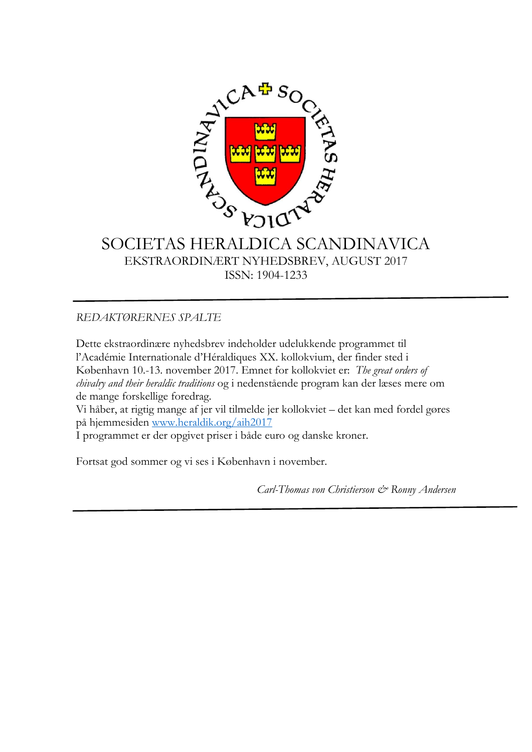# SOCIETAS HERALDICA SCANDINAVICA

EKSTRAORDINÆRT NYHEDSBREV, AUGUST 2017

ISSN: 1904-1233

---

*REDAKTØRERNES SPALTE*

Dette ekstraordinære nyhedsbrev indeholder udelukkende programmet til l'Académie Internationale d'Héraldiques XX. kollokvium, der finder sted i København 10.-13. november 2017. Emnet for kollokviet er: *The great orders of chivalry and their heraldic traditions* og i nedenstående program kan der læses mere om de mange forskellige foredrag.

Vi håber, at rigtig mange af jer vil tilmelde jer kollokviet – det kan med fordel gøres på hjemmesiden [www.heraldik.org/aih2017](http://www.heraldik.org/aih2017)

I programmet er der opgivet priser i både euro og danske kroner.

Fortsat god sommer og vi ses i København i november.

*Carl-Thomas von Christierson & Ronny Andersen*

---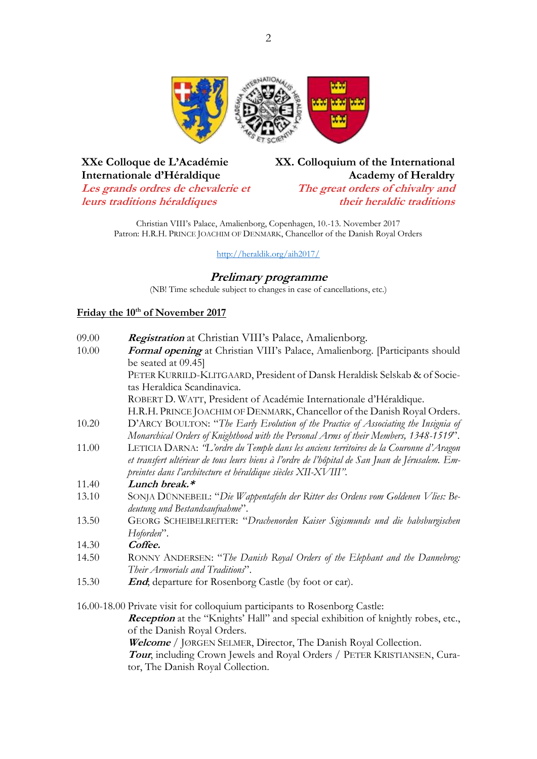**XXe Colloque de L'Académie Internationale d'Héraldique**
***Les grands ordres de chevalerie et leurs traditions héraldiques***

**XX. Colloquium of the International Academy of Heraldry**
***The great orders of chivalry and their heraldic traditions***

Christian VIII's Palace, Amalienborg, Copenhagen, 10.-13. November 2017
Patron: H.R.H. PRINCE JOACHIM OF DENMARK, Chancellor of the Danish Royal Orders

http://heraldik.org/aih2017/

## *Prelimary programme*

(NB! Time schedule subject to changes in case of cancellations, etc.)

### Friday the 10th of November 2017

09.00 ***Registration*** at Christian VIII's Palace, Amalienborg.

10.00 ***Formal opening*** at Christian VIII's Palace, Amalienborg. [Participants should be seated at 09.45]
PETER KURRILD-KLITGAARD, President of Dansk Heraldisk Selskab & of Societas Heraldica Scandinavica.
ROBERT D. WATT, President of Académie Internationale d'Héraldique.
H.R.H. PRINCE JOACHIM OF DENMARK, Chancellor of the Danish Royal Orders.

10.20 D'ARCY BOULTON: "*The Early Evolution of the Practice of Associating the Insignia of Monarchical Orders of Knighthood with the Personal Arms of their Members, 1348-1519*".

11.00 LETICIA DARNA: *"L'ordre du Temple dans les anciens territoires de la Couronne d'Aragon et transfert ultérieur de tous leurs biens à l'ordre de l'hôpital de San Juan de Jérusalem. Empreintes dans l'architecture et héraldique siècles XII-XVIII".*

11.40 ***Lunch break.****

13.10 SONJA DÜNNEBEIL: "*Die Wappentafeln der Ritter des Ordens vom Goldenen Vlies: Bedeutung und Bestandsaufnahme*".

13.50 GEORG SCHEIBELREITER: "*Drachenorden Kaiser Sigismunds und die habsburgischen Hoforden*".

14.30 ***Coffee.***

14.50 RONNY ANDERSEN: "*The Danish Royal Orders of the Elephant and the Dannebrog: Their Armorials and Traditions*".

15.30 ***End***, departure for Rosenborg Castle (by foot or car).

16.00-18.00 Private visit for colloquium participants to Rosenborg Castle:
***Reception*** at the "Knights' Hall" and special exhibition of knightly robes, etc., of the Danish Royal Orders.
***Welcome*** / JØRGEN SELMER, Director, The Danish Royal Collection.
***Tour***, including Crown Jewels and Royal Orders / PETER KRISTIANSEN, Curator, The Danish Royal Collection.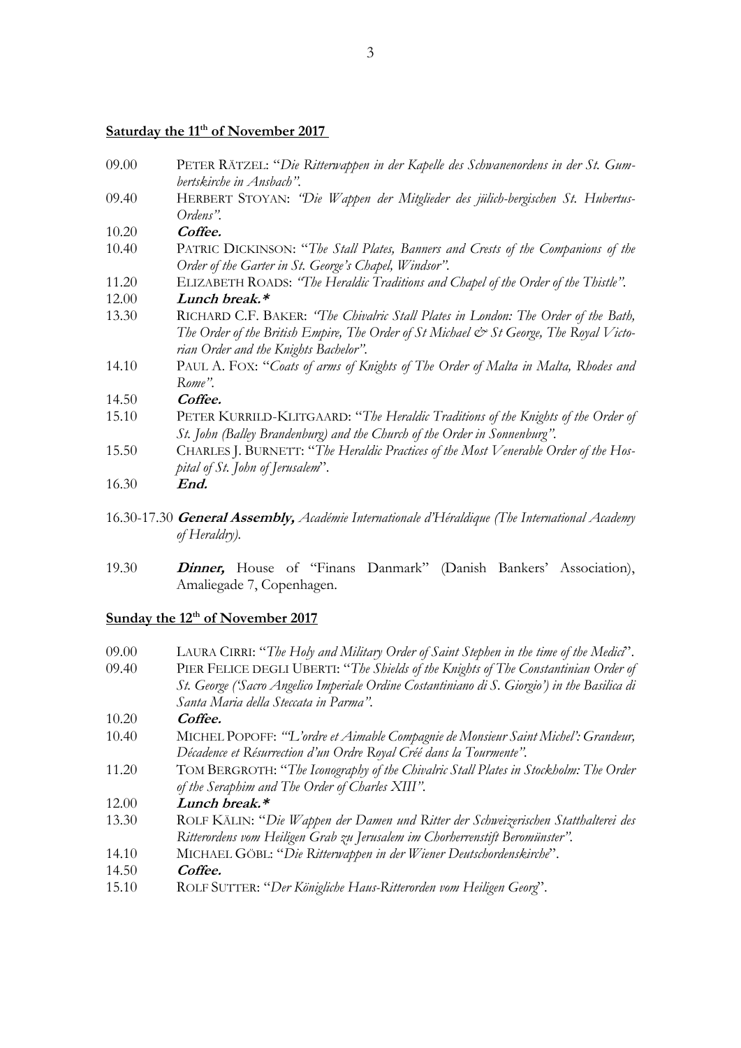**Saturday the 11th of November 2017**

| | |
|---|---|
| 09.00 | PETER RÄTZEL: "*Die Ritterwappen in der Kapelle des Schwanenordens in der St. Gumbertskirche in Ansbach".* |
| 09.40 | HERBERT STOYAN: *"Die Wappen der Mitglieder des jülich-bergischen St. Hubertus-Ordens".* |
| 10.20 | ***Coffee.*** |
| 10.40 | PATRIC DICKINSON: "*The Stall Plates, Banners and Crests of the Companions of the Order of the Garter in St. George's Chapel, Windsor".* |
| 11.20 | ELIZABETH ROADS: *"The Heraldic Traditions and Chapel of the Order of the Thistle".* |
| 12.00 | ***Lunch break.**** |
| 13.30 | RICHARD C.F. BAKER: *"The Chivalric Stall Plates in London: The Order of the Bath, The Order of the British Empire, The Order of St Michael & St George, The Royal Victorian Order and the Knights Bachelor".* |
| 14.10 | PAUL A. FOX: "*Coats of arms of Knights of The Order of Malta in Malta, Rhodes and Rome".* |
| 14.50 | ***Coffee.*** |
| 15.10 | PETER KURRILD-KLITGAARD: "*The Heraldic Traditions of the Knights of the Order of St. John (Balley Brandenburg) and the Church of the Order in Sonnenburg".* |
| 15.50 | CHARLES J. BURNETT: "*The Heraldic Practices of the Most Venerable Order of the Hospital of St. John of Jerusalem*". |
| 16.30 | ***End.*** |
| 16.30-17.30 | ***General Assembly,*** *Académie Internationale d'Héraldique (The International Academy of Heraldry).* |
| 19.30 | ***Dinner,*** House of "Finans Danmark" (Danish Bankers' Association), Amaliegade 7, Copenhagen. |

**Sunday the 12th of November 2017**

| | |
|---|---|
| 09.00 | LAURA CIRRI: "*The Holy and Military Order of Saint Stephen in the time of the Medici*". |
| 09.40 | PIER FELICE DEGLI UBERTI: "*The Shields of the Knights of The Constantinian Order of St. George ('Sacro Angelico Imperiale Ordine Costantiniano di S. Giorgio') in the Basilica di Santa Maria della Steccata in Parma".* |
| 10.20 | ***Coffee.*** |
| 10.40 | MICHEL POPOFF: *"'L'ordre et Aimable Compagnie de Monsieur Saint Michel': Grandeur, Décadence et Résurrection d'un Ordre Royal Créé dans la Tourmente".* |
| 11.20 | TOM BERGROTH: "*The Iconography of the Chivalric Stall Plates in Stockholm: The Order of the Seraphim and The Order of Charles XIII".* |
| 12.00 | ***Lunch break.**** |
| 13.30 | ROLF KÄLIN: "*Die Wappen der Damen und Ritter der Schweizerischen Statthalterei des Ritterordens vom Heiligen Grab zu Jerusalem im Chorherrenstift Beromünster".* |
| 14.10 | MICHAEL GÖBL: "*Die Ritterwappen in der Wiener Deutschordenskirche*". |
| 14.50 | ***Coffee.*** |
| 15.10 | ROLF SUTTER: "*Der Königliche Haus-Ritterorden vom Heiligen Georg*". |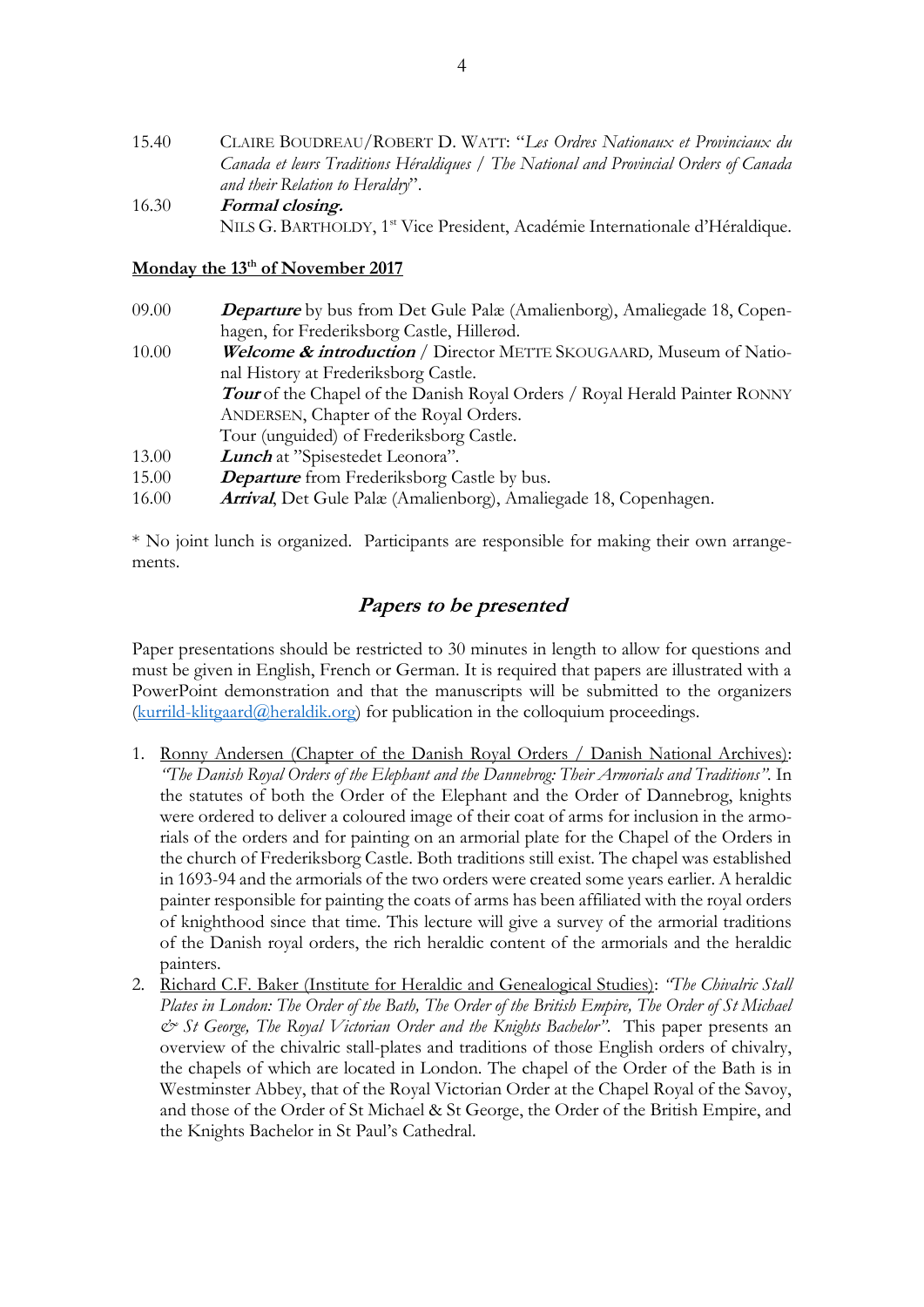15.40 CLAIRE BOUDREAU/ROBERT D. WATT: "*Les Ordres Nationaux et Provinciaux du Canada et leurs Traditions Héraldiques / The National and Provincial Orders of Canada and their Relation to Heraldry*".

16.30 ***Formal closing.***
NILS G. BARTHOLDY, 1st Vice President, Académie Internationale d'Héraldique.

**<u>Monday the 13th of November 2017</u>**

09.00 ***Departure*** by bus from Det Gule Palæ (Amalienborg), Amaliegade 18, Copenhagen, for Frederiksborg Castle, Hillerød.

10.00 ***Welcome & introduction*** / Director METTE SKOUGAARD, Museum of National History at Frederiksborg Castle.
***Tour*** of the Chapel of the Danish Royal Orders / Royal Herald Painter RONNY ANDERSEN, Chapter of the Royal Orders.
Tour (unguided) of Frederiksborg Castle.

13.00 ***Lunch*** at "Spisestedet Leonora".

15.00 ***Departure*** from Frederiksborg Castle by bus.

16.00 ***Arrival***, Det Gule Palæ (Amalienborg), Amaliegade 18, Copenhagen.

* No joint lunch is organized. Participants are responsible for making their own arrangements.

## *Papers to be presented*

Paper presentations should be restricted to 30 minutes in length to allow for questions and must be given in English, French or German. It is required that papers are illustrated with a PowerPoint demonstration and that the manuscripts will be submitted to the organizers (kurrild-klitgaard@heraldik.org) for publication in the colloquium proceedings.

1. <u>Ronny Andersen (Chapter of the Danish Royal Orders / Danish National Archives)</u>: *"The Danish Royal Orders of the Elephant and the Dannebrog: Their Armorials and Traditions"*. In the statutes of both the Order of the Elephant and the Order of Dannebrog, knights were ordered to deliver a coloured image of their coat of arms for inclusion in the armorials of the orders and for painting on an armorial plate for the Chapel of the Orders in the church of Frederiksborg Castle. Both traditions still exist. The chapel was established in 1693-94 and the armorials of the two orders were created some years earlier. A heraldic painter responsible for painting the coats of arms has been affiliated with the royal orders of knighthood since that time. This lecture will give a survey of the armorial traditions of the Danish royal orders, the rich heraldic content of the armorials and the heraldic painters.
2. <u>Richard C.F. Baker (Institute for Heraldic and Genealogical Studies)</u>: *"The Chivalric Stall Plates in London: The Order of the Bath, The Order of the British Empire, The Order of St Michael & St George, The Royal Victorian Order and the Knights Bachelor"*. This paper presents an overview of the chivalric stall-plates and traditions of those English orders of chivalry, the chapels of which are located in London. The chapel of the Order of the Bath is in Westminster Abbey, that of the Royal Victorian Order at the Chapel Royal of the Savoy, and those of the Order of St Michael & St George, the Order of the British Empire, and the Knights Bachelor in St Paul's Cathedral.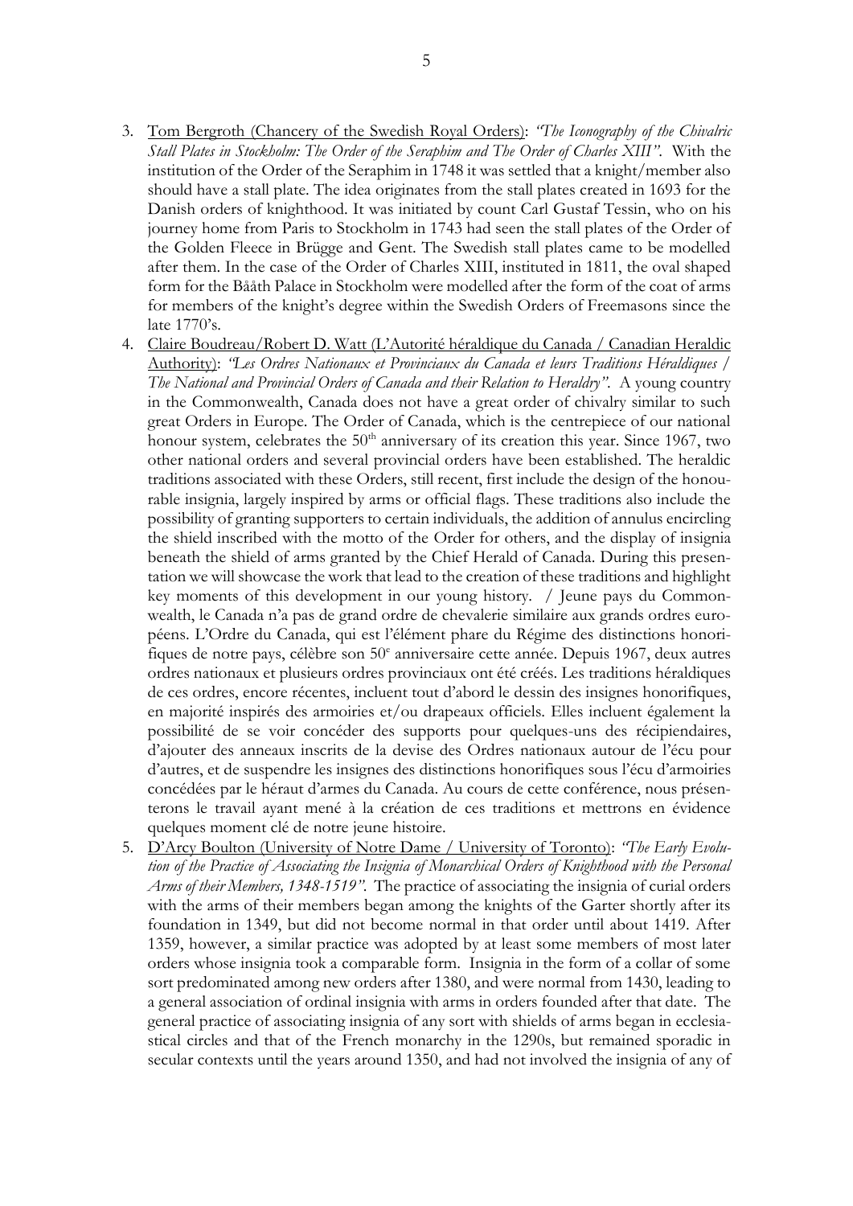3. Tom Bergroth (Chancery of the Swedish Royal Orders): *"The Iconography of the Chivalric Stall Plates in Stockholm: The Order of the Seraphim and The Order of Charles XIII".* With the institution of the Order of the Seraphim in 1748 it was settled that a knight/member also should have a stall plate. The idea originates from the stall plates created in 1693 for the Danish orders of knighthood. It was initiated by count Carl Gustaf Tessin, who on his journey home from Paris to Stockholm in 1743 had seen the stall plates of the Order of the Golden Fleece in Brügge and Gent. The Swedish stall plates came to be modelled after them. In the case of the Order of Charles XIII, instituted in 1811, the oval shaped form for the Bååth Palace in Stockholm were modelled after the form of the coat of arms for members of the knight's degree within the Swedish Orders of Freemasons since the late 1770's.
4. Claire Boudreau/Robert D. Watt (L'Autorité héraldique du Canada / Canadian Heraldic Authority): *"Les Ordres Nationaux et Provinciaux du Canada et leurs Traditions Héraldiques / The National and Provincial Orders of Canada and their Relation to Heraldry".* A young country in the Commonwealth, Canada does not have a great order of chivalry similar to such great Orders in Europe. The Order of Canada, which is the centrepiece of our national honour system, celebrates the 50th anniversary of its creation this year. Since 1967, two other national orders and several provincial orders have been established. The heraldic traditions associated with these Orders, still recent, first include the design of the honourable insignia, largely inspired by arms or official flags. These traditions also include the possibility of granting supporters to certain individuals, the addition of annulus encircling the shield inscribed with the motto of the Order for others, and the display of insignia beneath the shield of arms granted by the Chief Herald of Canada. During this presentation we will showcase the work that lead to the creation of these traditions and highlight key moments of this development in our young history. / Jeune pays du Commonwealth, le Canada n'a pas de grand ordre de chevalerie similaire aux grands ordres européens. L'Ordre du Canada, qui est l'élément phare du Régime des distinctions honorifiques de notre pays, célèbre son 50e anniversaire cette année. Depuis 1967, deux autres ordres nationaux et plusieurs ordres provinciaux ont été créés. Les traditions héraldiques de ces ordres, encore récentes, incluent tout d'abord le dessin des insignes honorifiques, en majorité inspirés des armoiries et/ou drapeaux officiels. Elles incluent également la possibilité de se voir concéder des supports pour quelques-uns des récipiendaires, d'ajouter des anneaux inscrits de la devise des Ordres nationaux autour de l'écu pour d'autres, et de suspendre les insignes des distinctions honorifiques sous l'écu d'armoiries concédées par le héraut d'armes du Canada. Au cours de cette conférence, nous présenterons le travail ayant mené à la création de ces traditions et mettrons en évidence quelques moment clé de notre jeune histoire.
5. D'Arcy Boulton (University of Notre Dame / University of Toronto): *"The Early Evolution of the Practice of Associating the Insignia of Monarchical Orders of Knighthood with the Personal Arms of their Members, 1348-1519".* The practice of associating the insignia of curial orders with the arms of their members began among the knights of the Garter shortly after its foundation in 1349, but did not become normal in that order until about 1419. After 1359, however, a similar practice was adopted by at least some members of most later orders whose insignia took a comparable form. Insignia in the form of a collar of some sort predominated among new orders after 1380, and were normal from 1430, leading to a general association of ordinal insignia with arms in orders founded after that date. The general practice of associating insignia of any sort with shields of arms began in ecclesiastical circles and that of the French monarchy in the 1290s, but remained sporadic in secular contexts until the years around 1350, and had not involved the insignia of any of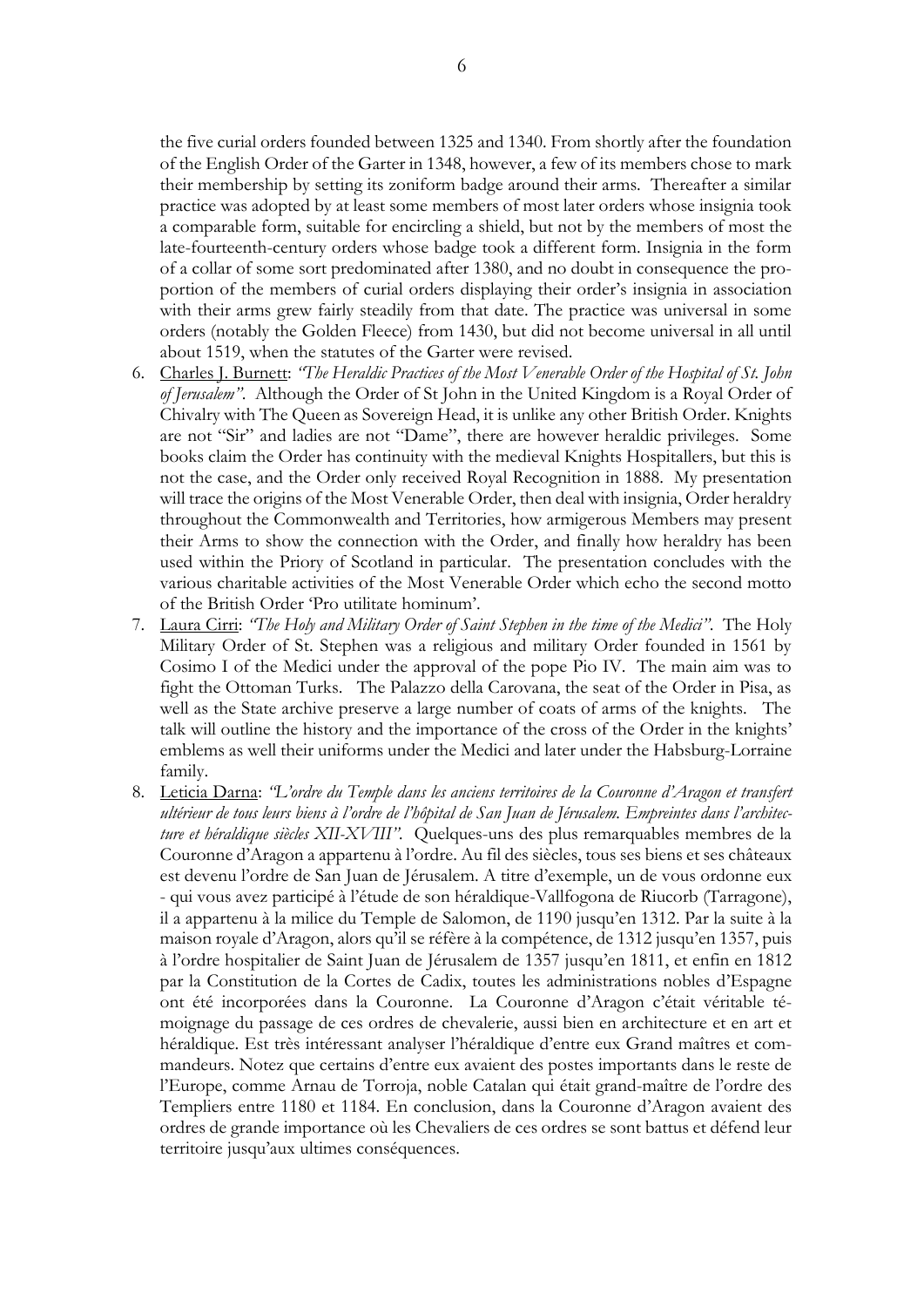the five curial orders founded between 1325 and 1340. From shortly after the foundation of the English Order of the Garter in 1348, however, a few of its members chose to mark their membership by setting its zoniform badge around their arms. Thereafter a similar practice was adopted by at least some members of most later orders whose insignia took a comparable form, suitable for encircling a shield, but not by the members of most the late-fourteenth-century orders whose badge took a different form. Insignia in the form of a collar of some sort predominated after 1380, and no doubt in consequence the proportion of the members of curial orders displaying their order's insignia in association with their arms grew fairly steadily from that date. The practice was universal in some orders (notably the Golden Fleece) from 1430, but did not become universal in all until about 1519, when the statutes of the Garter were revised.

6. Charles J. Burnett: *"The Heraldic Practices of the Most Venerable Order of the Hospital of St. John of Jerusalem".* Although the Order of St John in the United Kingdom is a Royal Order of Chivalry with The Queen as Sovereign Head, it is unlike any other British Order. Knights are not "Sir" and ladies are not "Dame", there are however heraldic privileges. Some books claim the Order has continuity with the medieval Knights Hospitallers, but this is not the case, and the Order only received Royal Recognition in 1888. My presentation will trace the origins of the Most Venerable Order, then deal with insignia, Order heraldry throughout the Commonwealth and Territories, how armigerous Members may present their Arms to show the connection with the Order, and finally how heraldry has been used within the Priory of Scotland in particular. The presentation concludes with the various charitable activities of the Most Venerable Order which echo the second motto of the British Order 'Pro utilitate hominum'.
7. Laura Cirri: *"The Holy and Military Order of Saint Stephen in the time of the Medici".* The Holy Military Order of St. Stephen was a religious and military Order founded in 1561 by Cosimo I of the Medici under the approval of the pope Pio IV. The main aim was to fight the Ottoman Turks. The Palazzo della Carovana, the seat of the Order in Pisa, as well as the State archive preserve a large number of coats of arms of the knights. The talk will outline the history and the importance of the cross of the Order in the knights' emblems as well their uniforms under the Medici and later under the Habsburg-Lorraine family.
8. Leticia Darna: *"L'ordre du Temple dans les anciens territoires de la Couronne d'Aragon et transfert ultérieur de tous leurs biens à l'ordre de l'hôpital de San Juan de Jérusalem. Empreintes dans l'architecture et héraldique siècles XII-XVIII".* Quelques-uns des plus remarquables membres de la Couronne d'Aragon a appartenu à l'ordre. Au fil des siècles, tous ses biens et ses châteaux est devenu l'ordre de San Juan de Jérusalem. A titre d'exemple, un de vous ordonne eux - qui vous avez participé à l'étude de son héraldique-Vallfogona de Riucorb (Tarragone), il a appartenu à la milice du Temple de Salomon, de 1190 jusqu'en 1312. Par la suite à la maison royale d'Aragon, alors qu'il se réfère à la compétence, de 1312 jusqu'en 1357, puis à l'ordre hospitalier de Saint Juan de Jérusalem de 1357 jusqu'en 1811, et enfin en 1812 par la Constitution de la Cortes de Cadix, toutes les administrations nobles d'Espagne ont été incorporées dans la Couronne. La Couronne d'Aragon c'était véritable témoignage du passage de ces ordres de chevalerie, aussi bien en architecture et en art et héraldique. Est très intéressant analyser l'héraldique d'entre eux Grand maîtres et commandeurs. Notez que certains d'entre eux avaient des postes importants dans le reste de l'Europe, comme Arnau de Torroja, noble Catalan qui était grand-maître de l'ordre des Templiers entre 1180 et 1184. En conclusion, dans la Couronne d'Aragon avaient des ordres de grande importance où les Chevaliers de ces ordres se sont battus et défend leur territoire jusqu'aux ultimes conséquences.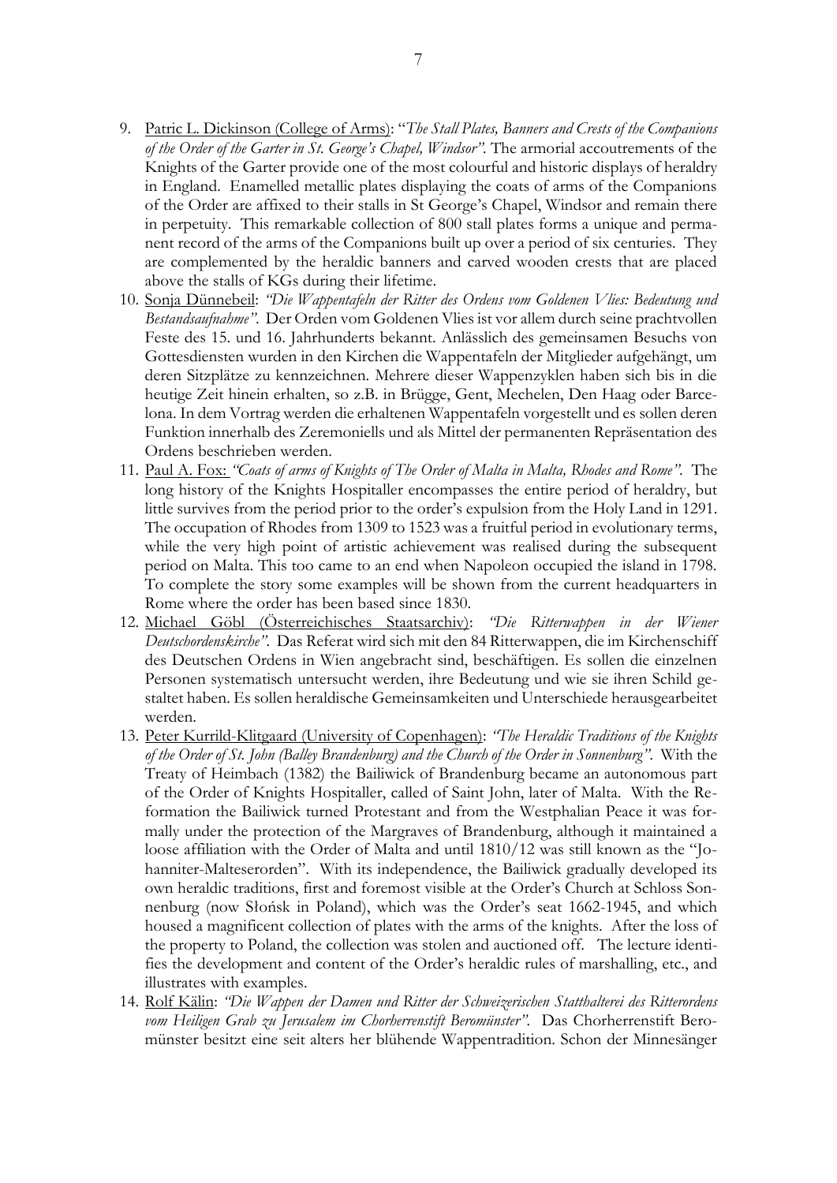9. Patric L. Dickinson (College of Arms): "*The Stall Plates, Banners and Crests of the Companions of the Order of the Garter in St. George's Chapel, Windsor*". The armorial accoutrements of the Knights of the Garter provide one of the most colourful and historic displays of heraldry in England. Enamelled metallic plates displaying the coats of arms of the Companions of the Order are affixed to their stalls in St George's Chapel, Windsor and remain there in perpetuity. This remarkable collection of 800 stall plates forms a unique and permanent record of the arms of the Companions built up over a period of six centuries. They are complemented by the heraldic banners and carved wooden crests that are placed above the stalls of KGs during their lifetime.
10. Sonja Dünnebeil: *"Die Wappentafeln der Ritter des Ordens vom Goldenen Vlies: Bedeutung und Bestandsaufnahme"*. Der Orden vom Goldenen Vlies ist vor allem durch seine prachtvollen Feste des 15. und 16. Jahrhunderts bekannt. Anlässlich des gemeinsamen Besuchs von Gottesdiensten wurden in den Kirchen die Wappentafeln der Mitglieder aufgehängt, um deren Sitzplätze zu kennzeichnen. Mehrere dieser Wappenzyklen haben sich bis in die heutige Zeit hinein erhalten, so z.B. in Brügge, Gent, Mechelen, Den Haag oder Barcelona. In dem Vortrag werden die erhaltenen Wappentafeln vorgestellt und es sollen deren Funktion innerhalb des Zeremoniells und als Mittel der permanenten Repräsentation des Ordens beschrieben werden.
11. Paul A. Fox: *"Coats of arms of Knights of The Order of Malta in Malta, Rhodes and Rome"*. The long history of the Knights Hospitaller encompasses the entire period of heraldry, but little survives from the period prior to the order's expulsion from the Holy Land in 1291. The occupation of Rhodes from 1309 to 1523 was a fruitful period in evolutionary terms, while the very high point of artistic achievement was realised during the subsequent period on Malta. This too came to an end when Napoleon occupied the island in 1798. To complete the story some examples will be shown from the current headquarters in Rome where the order has been based since 1830.
12. Michael Göbl (Österreichisches Staatsarchiv): *"Die Ritterwappen in der Wiener Deutschordenskirche"*. Das Referat wird sich mit den 84 Ritterwappen, die im Kirchenschiff des Deutschen Ordens in Wien angebracht sind, beschäftigen. Es sollen die einzelnen Personen systematisch untersucht werden, ihre Bedeutung und wie sie ihren Schild gestaltet haben. Es sollen heraldische Gemeinsamkeiten und Unterschiede herausgearbeitet werden.
13. Peter Kurrild-Klitgaard (University of Copenhagen): *"The Heraldic Traditions of the Knights of the Order of St. John (Balley Brandenburg) and the Church of the Order in Sonnenburg"*. With the Treaty of Heimbach (1382) the Bailiwick of Brandenburg became an autonomous part of the Order of Knights Hospitaller, called of Saint John, later of Malta. With the Reformation the Bailiwick turned Protestant and from the Westphalian Peace it was formally under the protection of the Margraves of Brandenburg, although it maintained a loose affiliation with the Order of Malta and until 1810/12 was still known as the "Johanniter-Malteserorden". With its independence, the Bailiwick gradually developed its own heraldic traditions, first and foremost visible at the Order's Church at Schloss Sonnenburg (now Słońsk in Poland), which was the Order's seat 1662-1945, and which housed a magnificent collection of plates with the arms of the knights. After the loss of the property to Poland, the collection was stolen and auctioned off. The lecture identifies the development and content of the Order's heraldic rules of marshalling, etc., and illustrates with examples.
14. Rolf Kälin: *"Die Wappen der Damen und Ritter der Schweizerischen Statthalterei des Ritterordens vom Heiligen Grab zu Jerusalem im Chorherrenstift Beromünster"*. Das Chorherrenstift Beromünster besitzt eine seit alters her blühende Wappentradition. Schon der Minnesänger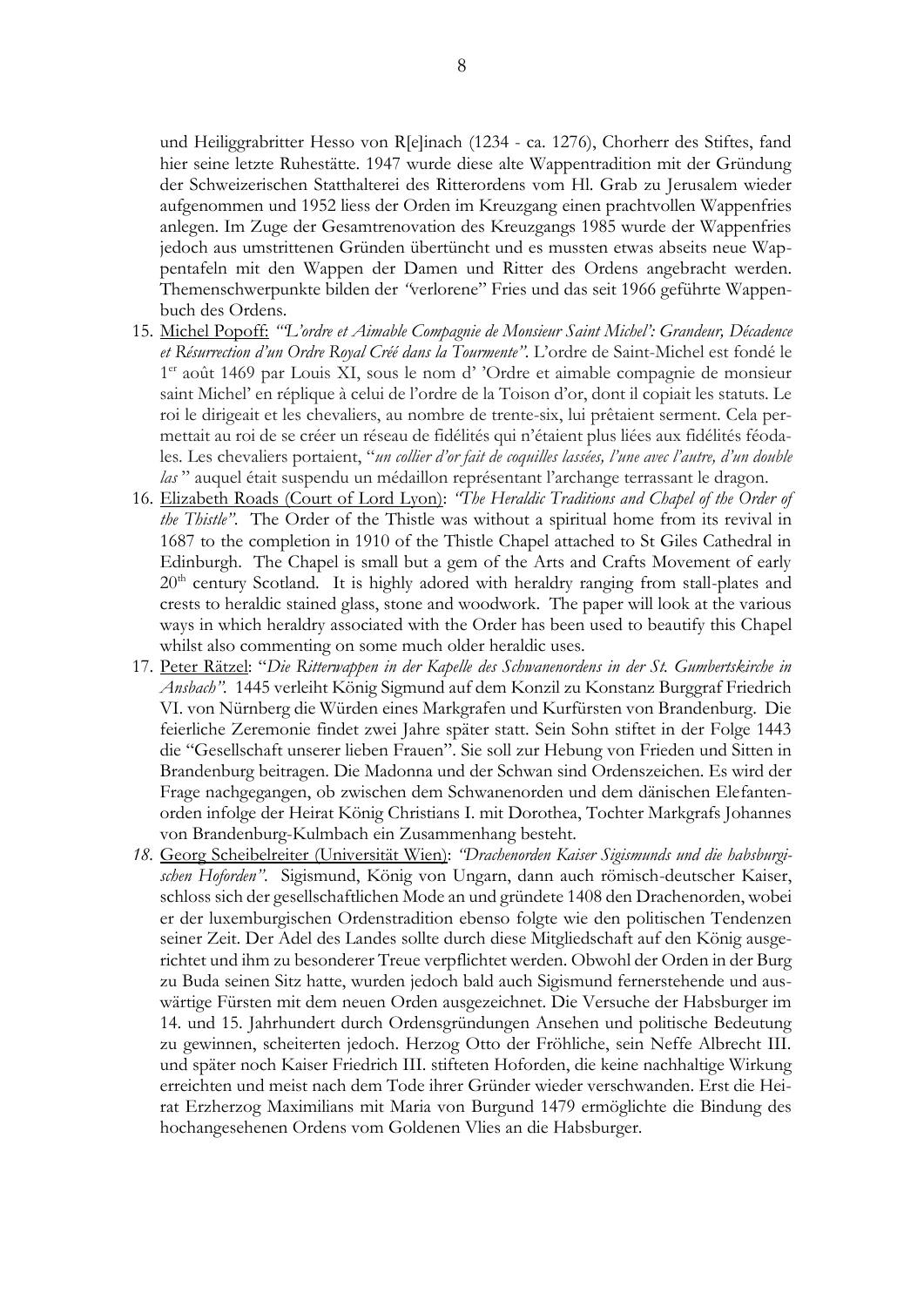und Heiliggrabritter Hesso von R[e]inach (1234 - ca. 1276), Chorherr des Stiftes, fand hier seine letzte Ruhestätte. 1947 wurde diese alte Wappentradition mit der Gründung der Schweizerischen Statthalterei des Ritterordens vom Hl. Grab zu Jerusalem wieder aufgenommen und 1952 liess der Orden im Kreuzgang einen prachtvollen Wappenfries anlegen. Im Zuge der Gesamtrenovation des Kreuzgangs 1985 wurde der Wappenfries jedoch aus umstrittenen Gründen übertüncht und es mussten etwas abseits neue Wappentafeln mit den Wappen der Damen und Ritter des Ordens angebracht werden. Themenschwerpunkte bilden der "verlorene" Fries und das seit 1966 geführte Wappenbuch des Ordens.

15. Michel Popoff: *"L'ordre et Aimable Compagnie de Monsieur Saint Michel': Grandeur, Décadence et Résurrection d'un Ordre Royal Créé dans la Tourmente".* L'ordre de Saint-Michel est fondé le 1[er] août 1469 par Louis XI, sous le nom d' 'Ordre et aimable compagnie de monsieur saint Michel' en réplique à celui de l'ordre de la Toison d'or, dont il copiait les statuts. Le roi le dirigeait et les chevaliers, au nombre de trente-six, lui prêtaient serment. Cela permettait au roi de se créer un réseau de fidélités qui n'étaient plus liées aux fidélités féodales. Les chevaliers portaient, "*un collier d'or fait de coquilles lassées, l'une avec l'autre, d'un double las*" auquel était suspendu un médaillon représentant l'archange terrassant le dragon.
16. Elizabeth Roads (Court of Lord Lyon): *"The Heraldic Traditions and Chapel of the Order of the Thistle".* The Order of the Thistle was without a spiritual home from its revival in 1687 to the completion in 1910 of the Thistle Chapel attached to St Giles Cathedral in Edinburgh. The Chapel is small but a gem of the Arts and Crafts Movement of early 20[th] century Scotland. It is highly adored with heraldry ranging from stall-plates and crests to heraldic stained glass, stone and woodwork. The paper will look at the various ways in which heraldry associated with the Order has been used to beautify this Chapel whilst also commenting on some much older heraldic uses.
17. Peter Rätzel: "*Die Ritterwappen in der Kapelle des Schwanenordens in der St. Gumbertskirche in Ansbach".* 1445 verleiht König Sigmund auf dem Konzil zu Konstanz Burggraf Friedrich VI. von Nürnberg die Würden eines Markgrafen und Kurfürsten von Brandenburg. Die feierliche Zeremonie findet zwei Jahre später statt. Sein Sohn stiftet in der Folge 1443 die "Gesellschaft unserer lieben Frauen". Sie soll zur Hebung von Frieden und Sitten in Brandenburg beitragen. Die Madonna und der Schwan sind Ordenszeichen. Es wird der Frage nachgegangen, ob zwischen dem Schwanenorden und dem dänischen Elefantenorden infolge der Heirat König Christians I. mit Dorothea, Tochter Markgrafs Johannes von Brandenburg-Kulmbach ein Zusammenhang besteht.
18. Georg Scheibelreiter (Universität Wien): *"Drachenorden Kaiser Sigismunds und die habsburgischen Hoforden".* Sigismund, König von Ungarn, dann auch römisch-deutscher Kaiser, schloss sich der gesellschaftlichen Mode an und gründete 1408 den Drachenorden, wobei er der luxemburgischen Ordenstradition ebenso folgte wie den politischen Tendenzen seiner Zeit. Der Adel des Landes sollte durch diese Mitgliedschaft auf den König ausgerichtet und ihm zu besonderer Treue verpflichtet werden. Obwohl der Orden in der Burg zu Buda seinen Sitz hatte, wurden jedoch bald auch Sigismund fernerstehende und auswärtige Fürsten mit dem neuen Orden ausgezeichnet. Die Versuche der Habsburger im 14. und 15. Jahrhundert durch Ordensgründungen Ansehen und politische Bedeutung zu gewinnen, scheiterten jedoch. Herzog Otto der Fröhliche, sein Neffe Albrecht III. und später noch Kaiser Friedrich III. stifteten Hoforden, die keine nachhaltige Wirkung erreichten und meist nach dem Tode ihrer Gründer wieder verschwanden. Erst die Heirat Erzherzog Maximilians mit Maria von Burgund 1479 ermöglichte die Bindung des hochangesehenen Ordens vom Goldenen Vlies an die Habsburger.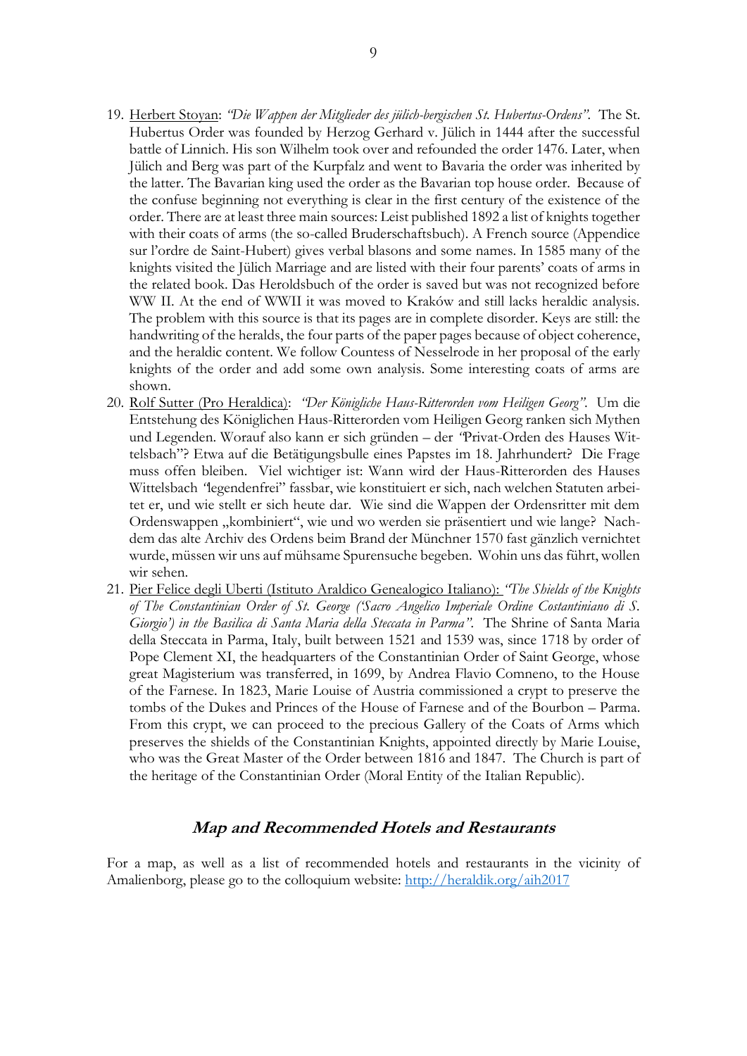19. <u>Herbert Stoyan</u>: *"Die Wappen der Mitglieder des jülich-bergischen St. Hubertus-Ordens".* The St. Hubertus Order was founded by Herzog Gerhard v. Jülich in 1444 after the successful battle of Linnich. His son Wilhelm took over and refounded the order 1476. Later, when Jülich and Berg was part of the Kurpfalz and went to Bavaria the order was inherited by the latter. The Bavarian king used the order as the Bavarian top house order. Because of the confuse beginning not everything is clear in the first century of the existence of the order. There are at least three main sources: Leist published 1892 a list of knights together with their coats of arms (the so-called Bruderschaftsbuch). A French source (Appendice sur l'ordre de Saint-Hubert) gives verbal blasons and some names. In 1585 many of the knights visited the Jülich Marriage and are listed with their four parents' coats of arms in the related book. Das Heroldsbuch of the order is saved but was not recognized before WW II. At the end of WWII it was moved to Kraków and still lacks heraldic analysis. The problem with this source is that its pages are in complete disorder. Keys are still: the handwriting of the heralds, the four parts of the paper pages because of object coherence, and the heraldic content. We follow Countess of Nesselrode in her proposal of the early knights of the order and add some own analysis. Some interesting coats of arms are shown.
20. <u>Rolf Sutter (Pro Heraldica)</u>: *"Der Königliche Haus-Ritterorden vom Heiligen Georg".* Um die Entstehung des Königlichen Haus-Ritterorden vom Heiligen Georg ranken sich Mythen und Legenden. Worauf also kann er sich gründen – der "Privat-Orden des Hauses Wittelsbach"? Etwa auf die Betätigungsbulle eines Papstes im 18. Jahrhundert? Die Frage muss offen bleiben. Viel wichtiger ist: Wann wird der Haus-Ritterorden des Hauses Wittelsbach "legendenfrei" fassbar, wie konstituiert er sich, nach welchen Statuten arbeitet er, und wie stellt er sich heute dar. Wie sind die Wappen der Ordensritter mit dem Ordenswappen „kombiniert", wie und wo werden sie präsentiert und wie lange? Nachdem das alte Archiv des Ordens beim Brand der Münchner 1570 fast gänzlich vernichtet wurde, müssen wir uns auf mühsame Spurensuche begeben. Wohin uns das führt, wollen wir sehen.
21. <u>Pier Felice degli Uberti (Istituto Araldico Genealogico Italiano):</u> *"The Shields of the Knights of The Constantinian Order of St. George ('Sacro Angelico Imperiale Ordine Costantiniano di S. Giorgio') in the Basilica di Santa Maria della Steccata in Parma".* The Shrine of Santa Maria della Steccata in Parma, Italy, built between 1521 and 1539 was, since 1718 by order of Pope Clement XI, the headquarters of the Constantinian Order of Saint George, whose great Magisterium was transferred, in 1699, by Andrea Flavio Comneno, to the House of the Farnese. In 1823, Marie Louise of Austria commissioned a crypt to preserve the tombs of the Dukes and Princes of the House of Farnese and of the Bourbon – Parma. From this crypt, we can proceed to the precious Gallery of the Coats of Arms which preserves the shields of the Constantinian Knights, appointed directly by Marie Louise, who was the Great Master of the Order between 1816 and 1847. The Church is part of the heritage of the Constantinian Order (Moral Entity of the Italian Republic).

## Map and Recommended Hotels and Restaurants

For a map, as well as a list of recommended hotels and restaurants in the vicinity of Amalienborg, please go to the colloquium website: http://heraldik.org/aih2017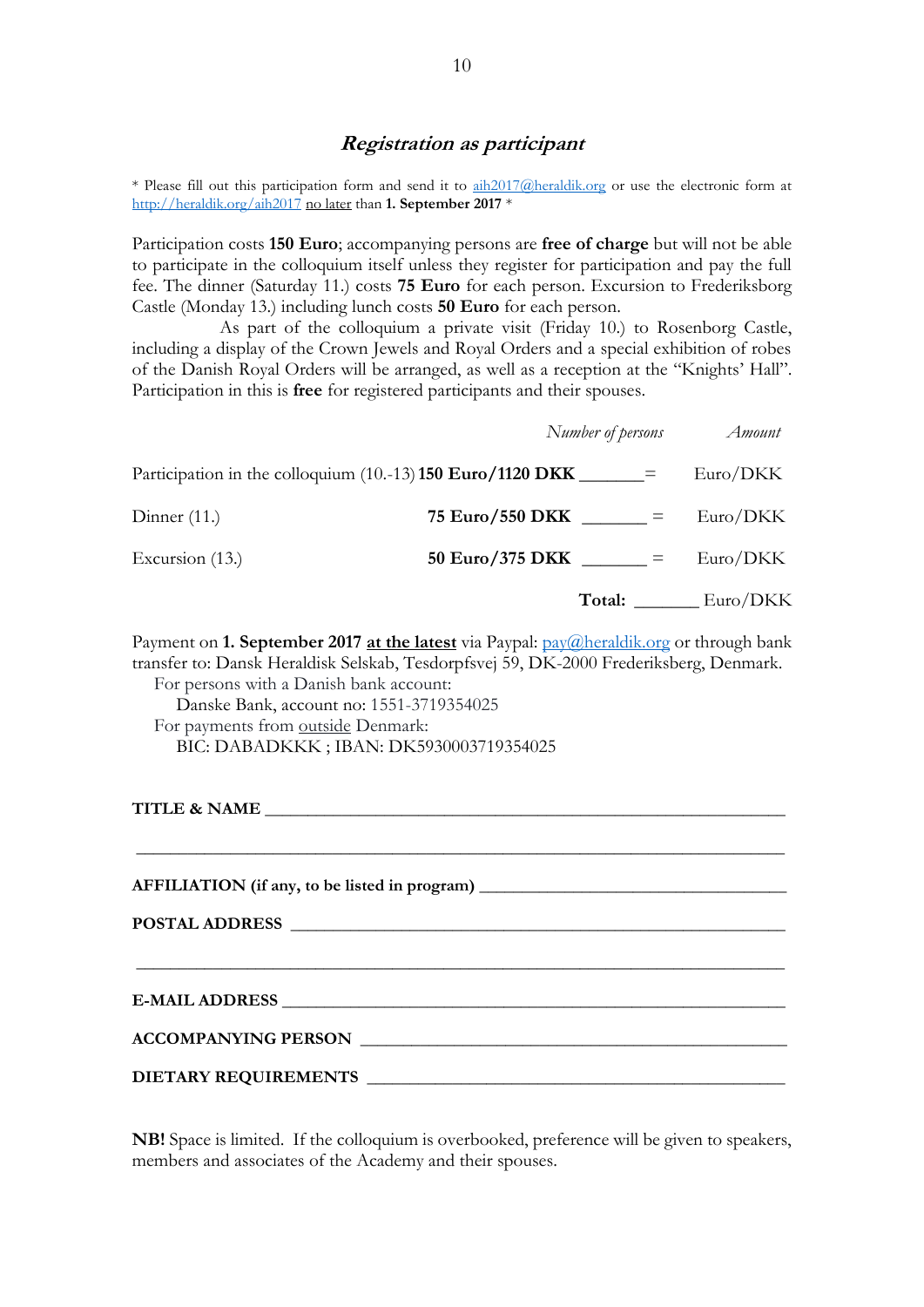## *Registration as participant*

\* Please fill out this participation form and send it to aih2017@heraldik.org or use the electronic form at http://heraldik.org/aih2017 no later than **1. September 2017** \*

Participation costs **150 Euro**; accompanying persons are **free of charge** but will not be able to participate in the colloquium itself unless they register for participation and pay the full fee. The dinner (Saturday 11.) costs **75 Euro** for each person. Excursion to Frederiksborg Castle (Monday 13.) including lunch costs **50 Euro** for each person.

As part of the colloquium a private visit (Friday 10.) to Rosenborg Castle, including a display of the Crown Jewels and Royal Orders and a special exhibition of robes of the Danish Royal Orders will be arranged, as well as a reception at the "Knights' Hall". Participation in this is **free** for registered participants and their spouses.

| | | *Number of persons* | *Amount* |
|---|---|---|---|
| Participation in the colloquium (10.-13) | **150 Euro/1120 DKK** | _______ = | Euro/DKK |
| Dinner (11.) | **75 Euro/550 DKK** | _______ = | Euro/DKK |
| Excursion (13.) | **50 Euro/375 DKK** | _______ = | Euro/DKK |
| | | **Total:** | _______ Euro/DKK |

Payment on **1. September 2017** **at the latest** via Paypal: pay@heraldik.org or through bank transfer to: Dansk Heraldisk Selskab, Tesdorpfsvej 59, DK-2000 Frederiksberg, Denmark.

For persons with a Danish bank account:
Danske Bank, account no: 1551-3719354025

For payments from outside Denmark:
BIC: DABADKKK ; IBAN: DK5930003719354025

**TITLE & NAME** ____________________________________________________________

______________________________________________________________________

**AFFILIATION (if any, to be listed in program)** __________________________________

**POSTAL ADDRESS** ________________________________________________________

______________________________________________________________________

**E-MAIL ADDRESS** ________________________________________________________

**ACCOMPANYING PERSON** __________________________________________________

**DIETARY REQUIREMENTS** __________________________________________________

**NB!** Space is limited. If the colloquium is overbooked, preference will be given to speakers, members and associates of the Academy and their spouses.